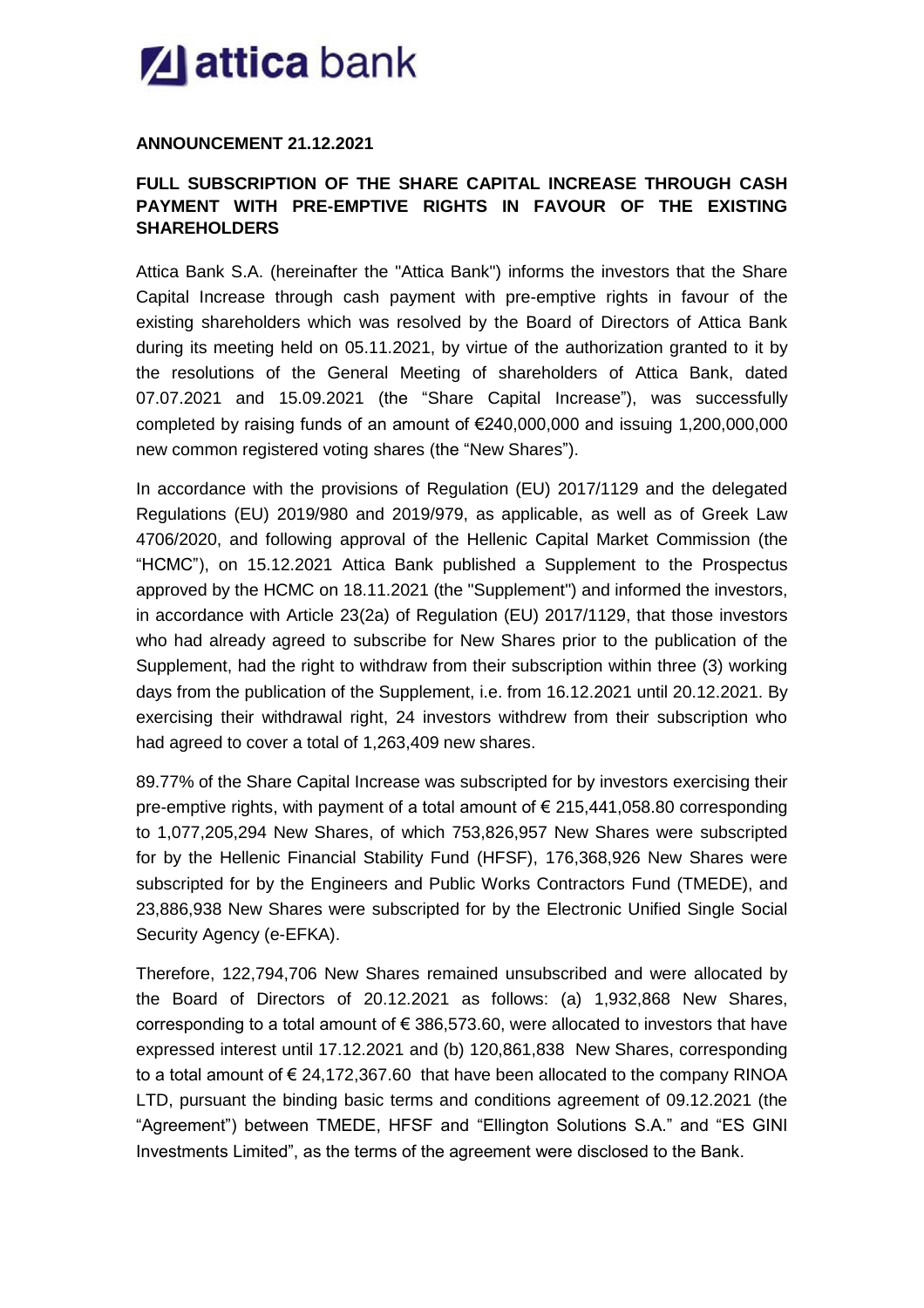# attica bank

**ANNOUNCEMENT 21.12.2021**

## FULL SUBSCRIPTION OF THE SHARE CAPITAL INCREASE THROUGH CASH PAYMENT WITH PRE-EMPTIVE RIGHTS IN FAVOUR OF THE EXISTING SHAREHOLDERS

Attica Bank S.A. (hereinafter the "Attica Bank") informs the investors that the Share Capital Increase through cash payment with pre-emptive rights in favour of the existing shareholders which was resolved by the Board of Directors of Attica Bank during its meeting held on 05.11.2021, by virtue of the authorization granted to it by the resolutions of the General Meeting of shareholders of Attica Bank, dated 07.07.2021 and 15.09.2021 (the "Share Capital Increase"), was successfully completed by raising funds of an amount of €240,000,000 and issuing 1,200,000,000 new common registered voting shares (the "New Shares").

In accordance with the provisions of Regulation (EU) 2017/1129 and the delegated Regulations (EU) 2019/980 and 2019/979, as applicable, as well as of Greek Law 4706/2020, and following approval of the Hellenic Capital Market Commission (the "HCMC"), on 15.12.2021 Attica Bank published a Supplement to the Prospectus approved by the HCMC on 18.11.2021 (the "Supplement") and informed the investors, in accordance with Article 23(2a) of Regulation (EU) 2017/1129, that those investors who had already agreed to subscribe for New Shares prior to the publication of the Supplement, had the right to withdraw from their subscription within three (3) working days from the publication of the Supplement, i.e. from 16.12.2021 until 20.12.2021. By exercising their withdrawal right, 24 investors withdrew from their subscription who had agreed to cover a total of 1,263,409 new shares.

89.77% of the Share Capital Increase was subscripted for by investors exercising their pre-emptive rights, with payment of a total amount of € 215,441,058.80 corresponding to 1,077,205,294 New Shares, of which 753,826,957 New Shares were subscripted for by the Hellenic Financial Stability Fund (HFSF), 176,368,926 New Shares were subscripted for by the Engineers and Public Works Contractors Fund (TMEDE), and 23,886,938 New Shares were subscripted for by the Electronic Unified Single Social Security Agency (e-EFKA).

Therefore, 122,794,706 New Shares remained unsubscribed and were allocated by the Board of Directors of 20.12.2021 as follows: (a) 1,932,868 New Shares, corresponding to a total amount of € 386,573.60, were allocated to investors that have expressed interest until 17.12.2021 and (b) 120,861,838 New Shares, corresponding to a total amount of € 24,172,367.60 that have been allocated to the company RINOA LTD, pursuant the binding basic terms and conditions agreement of 09.12.2021 (the "Agreement") between TMEDE, HFSF and "Ellington Solutions S.A." and "ES GINI Investments Limited", as the terms of the agreement were disclosed to the Bank.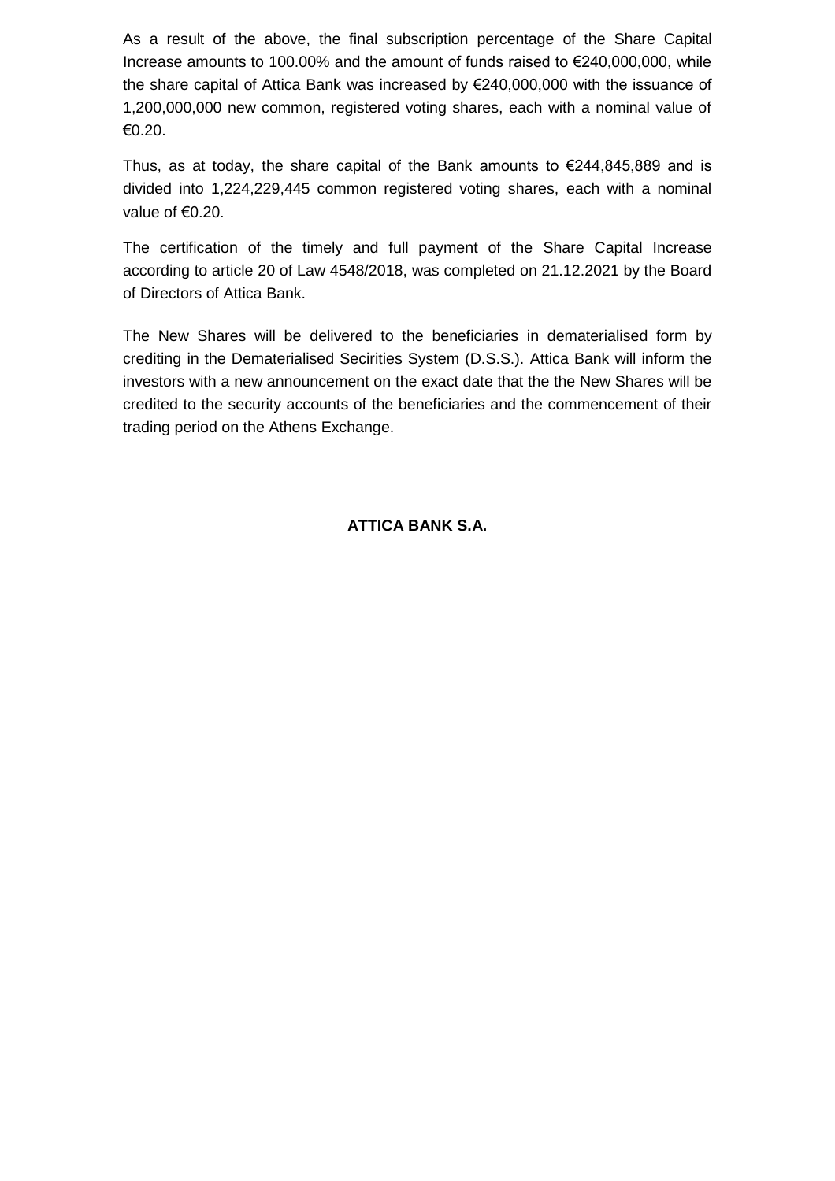As a result of the above, the final subscription percentage of the Share Capital Increase amounts to 100.00% and the amount of funds raised to €240,000,000, while the share capital of Attica Bank was increased by €240,000,000 with the issuance of 1,200,000,000 new common, registered voting shares, each with a nominal value of €0.20.

Thus, as at today, the share capital of the Bank amounts to €244,845,889 and is divided into 1,224,229,445 common registered voting shares, each with a nominal value of €0.20.

The certification of the timely and full payment of the Share Capital Increase according to article 20 of Law 4548/2018, was completed on 21.12.2021 by the Board of Directors of Attica Bank.

The New Shares will be delivered to the beneficiaries in dematerialised form by crediting in the Dematerialised Secirities System (D.S.S.). Attica Bank will inform the investors with a new announcement on the exact date that the the New Shares will be credited to the security accounts of the beneficiaries and the commencement of their trading period on the Athens Exchange.

**ATTICA BANK S.A.**